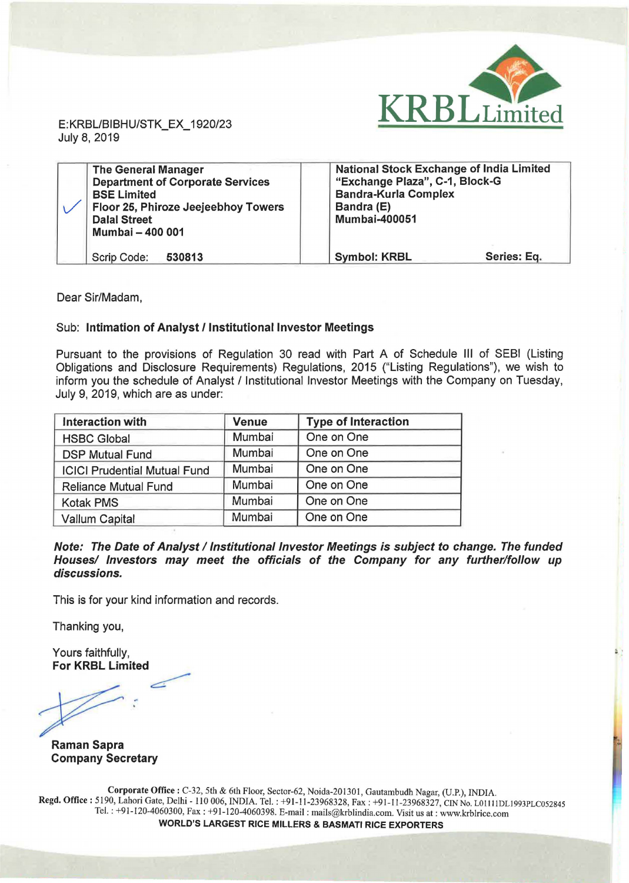KRBL Limited

E:KRBL/BIBHU/STK_EX_1920/23
July 8, 2019

| The General Manager<br>Department of Corporate Services<br>BSE Limited<br>Floor 25, Phiroze Jeejeebhoy Towers<br>Dalal Street<br>Mumbai – 400 001 | National Stock Exchange of India Limited<br>"Exchange Plaza", C-1, Block-G<br>Bandra-Kurla Complex<br>Bandra (E)<br>Mumbai-400051 |
|---|---|
| Scrip Code: **530813** | **Symbol: KRBL** **Series: Eq.** |

Dear Sir/Madam,

Sub: **Intimation of Analyst / Institutional Investor Meetings**

Pursuant to the provisions of Regulation 30 read with Part A of Schedule III of SEBI (Listing Obligations and Disclosure Requirements) Regulations, 2015 ("Listing Regulations"), we wish to inform you the schedule of Analyst / Institutional Investor Meetings with the Company on Tuesday, July 9, 2019, which are as under:

| Interaction with | Venue | Type of Interaction |
|---|---|---|
| HSBC Global | Mumbai | One on One |
| DSP Mutual Fund | Mumbai | One on One |
| ICICI Prudential Mutual Fund | Mumbai | One on One |
| Reliance Mutual Fund | Mumbai | One on One |
| Kotak PMS | Mumbai | One on One |
| Vallum Capital | Mumbai | One on One |

***Note: The Date of Analyst / Institutional Investor Meetings is subject to change. The funded Houses/ Investors may meet the officials of the Company for any further/follow up discussions.***

This is for your kind information and records.

Thanking you,

Yours faithfully,
**For KRBL Limited**

**Raman Sapra**
**Company Secretary**

**Corporate Office :** C-32, 5th & 6th Floor, Sector-62, Noida-201301, Gautambudh Nagar, (U.P.), INDIA.
**Regd. Office :** 5190, Lahori Gate, Delhi - 110 006, INDIA. Tel. : +91-11-23968328, Fax : +91-11-23968327, CIN No. L01111DL1993PLC052845
Tel. : +91-120-4060300, Fax : +91-120-4060398. E-mail : mails@krblindia.com. Visit us at : www.krblrice.com
**WORLD'S LARGEST RICE MILLERS & BASMATI RICE EXPORTERS**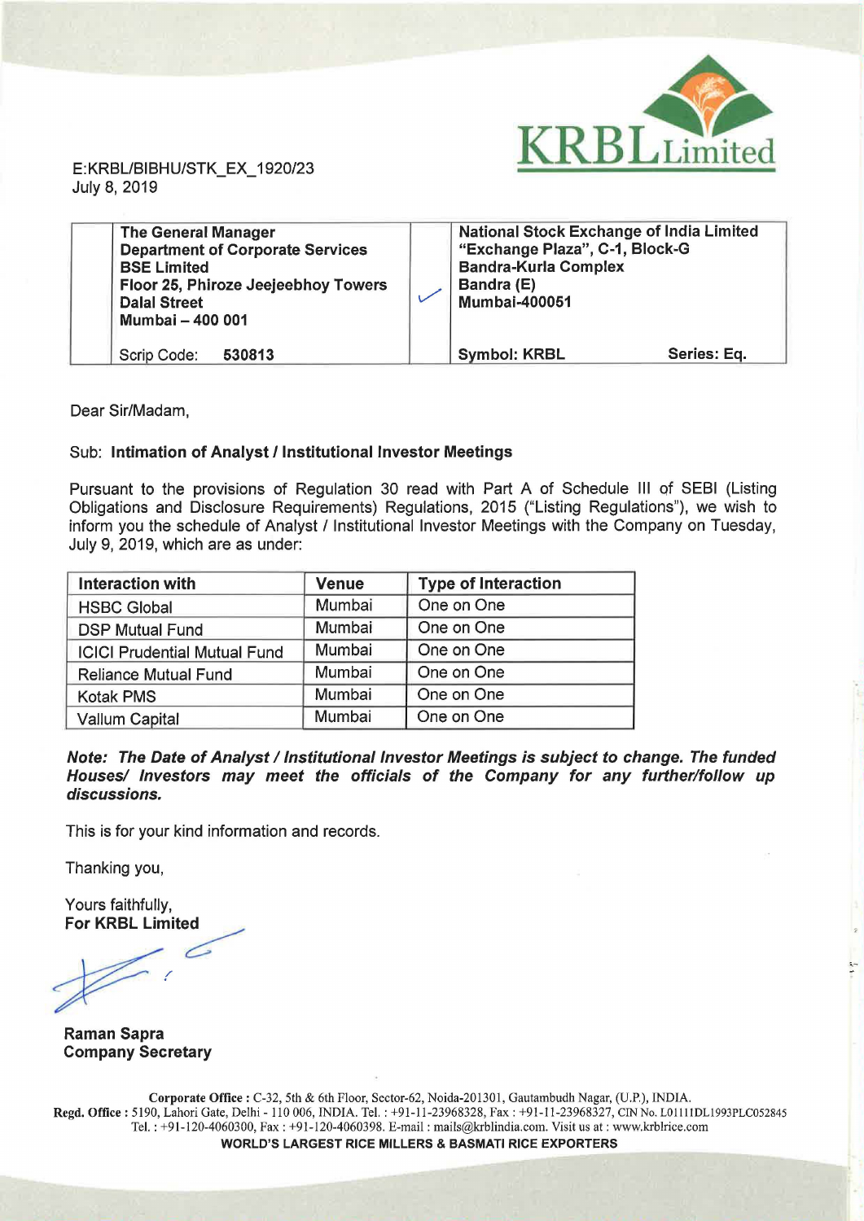KRBL Limited

E:KRBL/BIBHU/STK_EX_1920/23
July 8, 2019

| | | | |
|---|---|---|---|
| The General Manager<br>Department of Corporate Services<br>BSE Limited<br>Floor 25, Phiroze Jeejeebhoy Towers<br>Dalal Street<br>Mumbai – 400 001 | ✓ | National Stock Exchange of India Limited<br>"Exchange Plaza", C-1, Block-G<br>Bandra-Kurla Complex<br>Bandra (E)<br>Mumbai-400051 | |
| Scrip Code: **530813** | | **Symbol: KRBL** | **Series: Eq.** |

Dear Sir/Madam,

Sub: **Intimation of Analyst / Institutional Investor Meetings**

Pursuant to the provisions of Regulation 30 read with Part A of Schedule III of SEBI (Listing Obligations and Disclosure Requirements) Regulations, 2015 ("Listing Regulations"), we wish to inform you the schedule of Analyst / Institutional Investor Meetings with the Company on Tuesday, July 9, 2019, which are as under:

| Interaction with | Venue | Type of Interaction |
|---|---|---|
| HSBC Global | Mumbai | One on One |
| DSP Mutual Fund | Mumbai | One on One |
| ICICI Prudential Mutual Fund | Mumbai | One on One |
| Reliance Mutual Fund | Mumbai | One on One |
| Kotak PMS | Mumbai | One on One |
| Vallum Capital | Mumbai | One on One |

***Note: The Date of Analyst / Institutional Investor Meetings is subject to change. The funded Houses/ Investors may meet the officials of the Company for any further/follow up discussions.***

This is for your kind information and records.

Thanking you,

Yours faithfully,
**For KRBL Limited**

**Raman Sapra**
**Company Secretary**

**Corporate Office :** C-32, 5th & 6th Floor, Sector-62, Noida-201301, Gautambudh Nagar, (U.P.), INDIA.
**Regd. Office :** 5190, Lahori Gate, Delhi - 110 006, INDIA. Tel. : +91-11-23968328, Fax : +91-11-23968327, CIN No. L01111DL1993PLC052845
Tel. : +91-120-4060300, Fax : +91-120-4060398. E-mail : mails@krblindia.com. Visit us at : www.krblrice.com
**WORLD'S LARGEST RICE MILLERS & BASMATI RICE EXPORTERS**